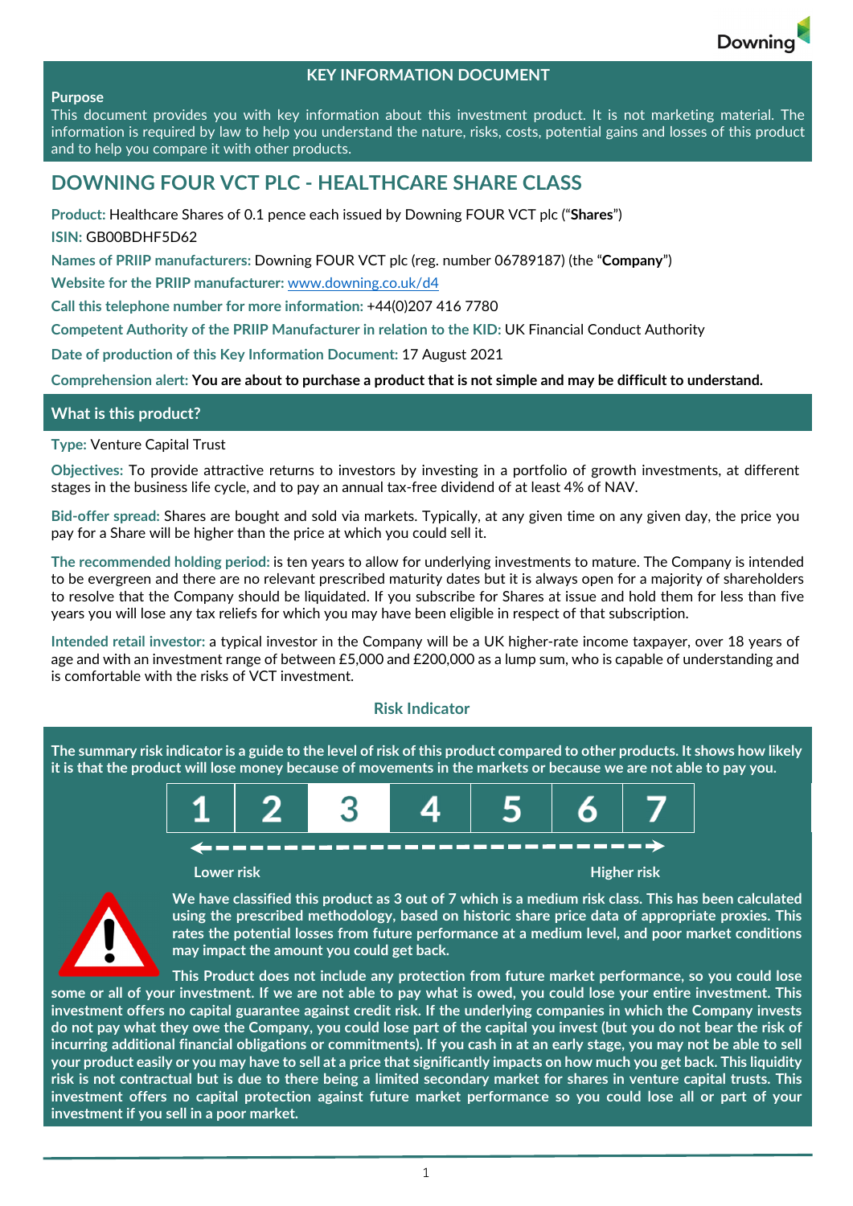# KEY INFORMATION DOCUMENT

**Purpose**

This document provides you with key information about this investment product. It is not marketing material. The information is required by law to help you understand the nature, risks, costs, potential gains and losses of this product and to help you compare it with other products.

## DOWNING FOUR VCT PLC - HEALTHCARE SHARE CLASS

**Product:** Healthcare Shares of 0.1 pence each issued by Downing FOUR VCT plc ("**Shares**")

**ISIN:** GB00BDHF5D62

**Names of PRIIP manufacturers:** Downing FOUR VCT plc (reg. number 06789187) (the "**Company**")

**Website for the PRIIP manufacturer:** www.downing.co.uk/d4

**Call this telephone number for more information:** +44(0)207 416 7780

**Competent Authority of the PRIIP Manufacturer in relation to the KID:** UK Financial Conduct Authority

**Date of production of this Key Information Document:** 17 August 2021

**Comprehension alert:** **You are about to purchase a product that is not simple and may be difficult to understand.**

## What is this product?

**Type:** Venture Capital Trust

**Objectives:** To provide attractive returns to investors by investing in a portfolio of growth investments, at different stages in the business life cycle, and to pay an annual tax-free dividend of at least 4% of NAV.

**Bid-offer spread:** Shares are bought and sold via markets. Typically, at any given time on any given day, the price you pay for a Share will be higher than the price at which you could sell it.

**The recommended holding period:** is ten years to allow for underlying investments to mature. The Company is intended to be evergreen and there are no relevant prescribed maturity dates but it is always open for a majority of shareholders to resolve that the Company should be liquidated. If you subscribe for Shares at issue and hold them for less than five years you will lose any tax reliefs for which you may have been eligible in respect of that subscription.

**Intended retail investor:** a typical investor in the Company will be a UK higher-rate income taxpayer, over 18 years of age and with an investment range of between £5,000 and £200,000 as a lump sum, who is capable of understanding and is comfortable with the risks of VCT investment.

### Risk Indicator

**The summary risk indicator is a guide to the level of risk of this product compared to other products. It shows how likely it is that the product will lose money because of movements in the markets or because we are not able to pay you.**

| 1 | 2 | **3** | 4 | 5 | 6 | 7 |
|---|---|---|---|---|---|---|

Lower risk ← → Higher risk

**We have classified this product as 3 out of 7 which is a medium risk class. This has been calculated using the prescribed methodology, based on historic share price data of appropriate proxies. This rates the potential losses from future performance at a medium level, and poor market conditions may impact the amount you could get back.**

**This Product does not include any protection from future market performance, so you could lose some or all of your investment. If we are not able to pay what is owed, you could lose your entire investment. This investment offers no capital guarantee against credit risk. If the underlying companies in which the Company invests do not pay what they owe the Company, you could lose part of the capital you invest (but you do not bear the risk of incurring additional financial obligations or commitments). If you cash in at an early stage, you may not be able to sell your product easily or you may have to sell at a price that significantly impacts on how much you get back. This liquidity risk is not contractual but is due to there being a limited secondary market for shares in venture capital trusts. This investment offers no capital protection against future market performance so you could lose all or part of your investment if you sell in a poor market.**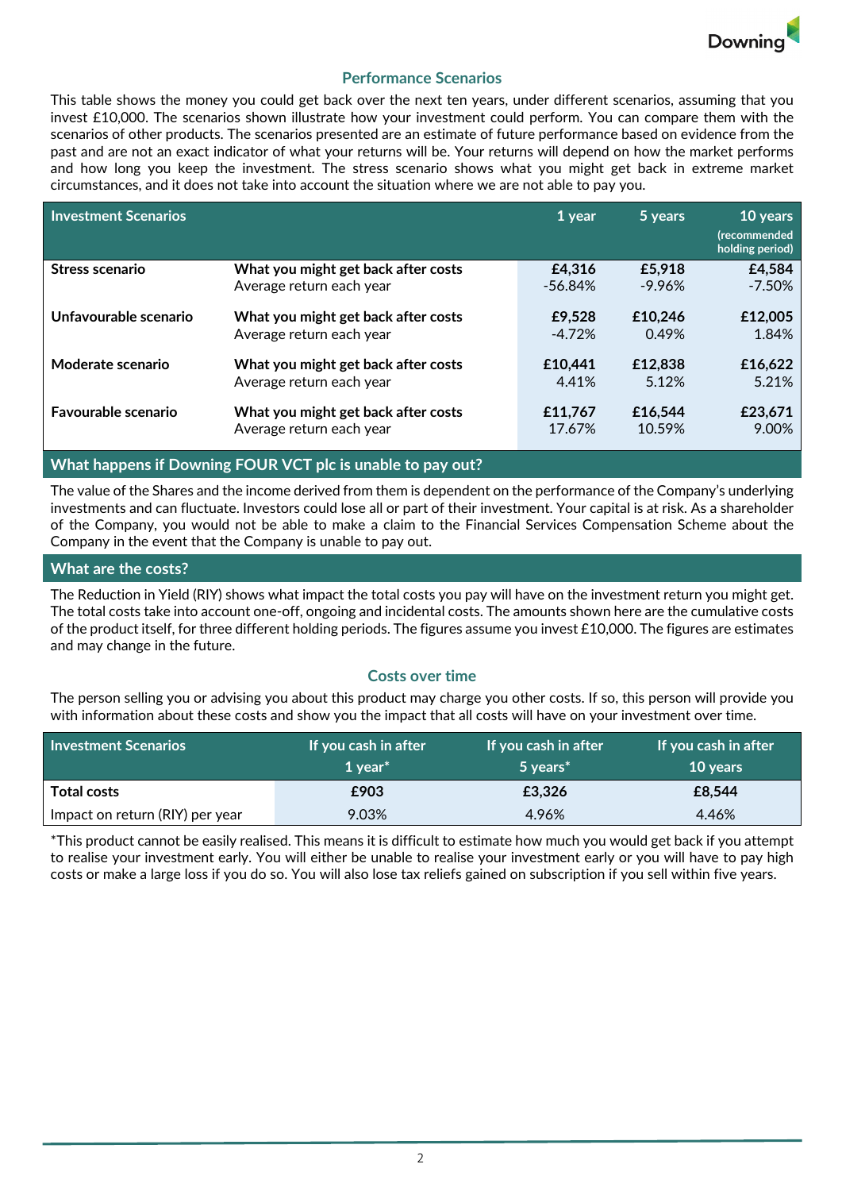## Performance Scenarios

This table shows the money you could get back over the next ten years, under different scenarios, assuming that you invest £10,000. The scenarios shown illustrate how your investment could perform. You can compare them with the scenarios of other products. The scenarios presented are an estimate of future performance based on evidence from the past and are not an exact indicator of what your returns will be. Your returns will depend on how the market performs and how long you keep the investment. The stress scenario shows what you might get back in extreme market circumstances, and it does not take into account the situation where we are not able to pay you.

| Investment Scenarios | | 1 year | 5 years | 10 years (recommended holding period) |
|---|---|---|---|---|
| **Stress scenario** | **What you might get back after costs** | **£4,316** | **£5,918** | **£4,584** |
| | Average return each year | -56.84% | -9.96% | -7.50% |
| **Unfavourable scenario** | **What you might get back after costs** | **£9,528** | **£10,246** | **£12,005** |
| | Average return each year | -4.72% | 0.49% | 1.84% |
| **Moderate scenario** | **What you might get back after costs** | **£10,441** | **£12,838** | **£16,622** |
| | Average return each year | 4.41% | 5.12% | 5.21% |
| **Favourable scenario** | **What you might get back after costs** | **£11,767** | **£16,544** | **£23,671** |
| | Average return each year | 17.67% | 10.59% | 9.00% |

## What happens if Downing FOUR VCT plc is unable to pay out?

The value of the Shares and the income derived from them is dependent on the performance of the Company's underlying investments and can fluctuate. Investors could lose all or part of their investment. Your capital is at risk. As a shareholder of the Company, you would not be able to make a claim to the Financial Services Compensation Scheme about the Company in the event that the Company is unable to pay out.

## What are the costs?

The Reduction in Yield (RIY) shows what impact the total costs you pay will have on the investment return you might get. The total costs take into account one-off, ongoing and incidental costs. The amounts shown here are the cumulative costs of the product itself, for three different holding periods. The figures assume you invest £10,000. The figures are estimates and may change in the future.

### Costs over time

The person selling you or advising you about this product may charge you other costs. If so, this person will provide you with information about these costs and show you the impact that all costs will have on your investment over time.

| Investment Scenarios | If you cash in after 1 year* | If you cash in after 5 years* | If you cash in after 10 years |
|---|---|---|---|
| **Total costs** | **£903** | **£3,326** | **£8,544** |
| Impact on return (RIY) per year | 9.03% | 4.96% | 4.46% |

*This product cannot be easily realised. This means it is difficult to estimate how much you would get back if you attempt to realise your investment early. You will either be unable to realise your investment early or you will have to pay high costs or make a large loss if you do so. You will also lose tax reliefs gained on subscription if you sell within five years.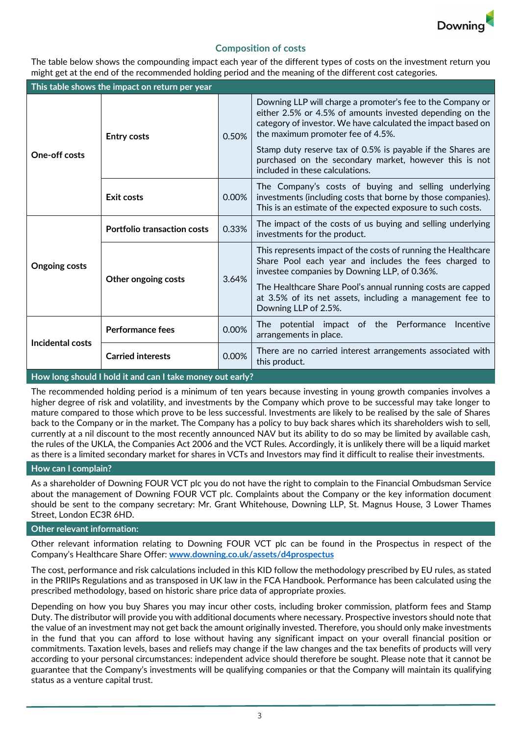## Composition of costs

The table below shows the compounding impact each year of the different types of costs on the investment return you might get at the end of the recommended holding period and the meaning of the different cost categories.

| This table shows the impact on return per year | | | |
|---|---|---|---|
| One-off costs | **Entry costs** | 0.50% | Downing LLP will charge a promoter's fee to the Company or either 2.5% or 4.5% of amounts invested depending on the category of investor. We have calculated the impact based on the maximum promoter fee of 4.5%. Stamp duty reserve tax of 0.5% is payable if the Shares are purchased on the secondary market, however this is not included in these calculations. |
| | **Exit costs** | 0.00% | The Company's costs of buying and selling underlying investments (including costs that borne by those companies). This is an estimate of the expected exposure to such costs. |
| Ongoing costs | **Portfolio transaction costs** | 0.33% | The impact of the costs of us buying and selling underlying investments for the product. |
| | **Other ongoing costs** | 3.64% | This represents impact of the costs of running the Healthcare Share Pool each year and includes the fees charged to investee companies by Downing LLP, of 0.36%. The Healthcare Share Pool's annual running costs are capped at 3.5% of its net assets, including a management fee to Downing LLP of 2.5%. |
| Incidental costs | **Performance fees** | 0.00% | The potential impact of the Performance Incentive arrangements in place. |
| | **Carried interests** | 0.00% | There are no carried interest arrangements associated with this product. |

## How long should I hold it and can I take money out early?

The recommended holding period is a minimum of ten years because investing in young growth companies involves a higher degree of risk and volatility, and investments by the Company which prove to be successful may take longer to mature compared to those which prove to be less successful. Investments are likely to be realised by the sale of Shares back to the Company or in the market. The Company has a policy to buy back shares which its shareholders wish to sell, currently at a nil discount to the most recently announced NAV but its ability to do so may be limited by available cash, the rules of the UKLA, the Companies Act 2006 and the VCT Rules. Accordingly, it is unlikely there will be a liquid market as there is a limited secondary market for shares in VCTs and Investors may find it difficult to realise their investments.

## How can I complain?

As a shareholder of Downing FOUR VCT plc you do not have the right to complain to the Financial Ombudsman Service about the management of Downing FOUR VCT plc. Complaints about the Company or the key information document should be sent to the company secretary: Mr. Grant Whitehouse, Downing LLP, St. Magnus House, 3 Lower Thames Street, London EC3R 6HD.

## Other relevant information:

Other relevant information relating to Downing FOUR VCT plc can be found in the Prospectus in respect of the Company's Healthcare Share Offer: [www.downing.co.uk/assets/d4prospectus](www.downing.co.uk/assets/d4prospectus)

The cost, performance and risk calculations included in this KID follow the methodology prescribed by EU rules, as stated in the PRIIPs Regulations and as transposed in UK law in the FCA Handbook. Performance has been calculated using the prescribed methodology, based on historic share price data of appropriate proxies.

Depending on how you buy Shares you may incur other costs, including broker commission, platform fees and Stamp Duty. The distributor will provide you with additional documents where necessary. Prospective investors should note that the value of an investment may not get back the amount originally invested. Therefore, you should only make investments in the fund that you can afford to lose without having any significant impact on your overall financial position or commitments. Taxation levels, bases and reliefs may change if the law changes and the tax benefits of products will very according to your personal circumstances: independent advice should therefore be sought. Please note that it cannot be guarantee that the Company's investments will be qualifying companies or that the Company will maintain its qualifying status as a venture capital trust.